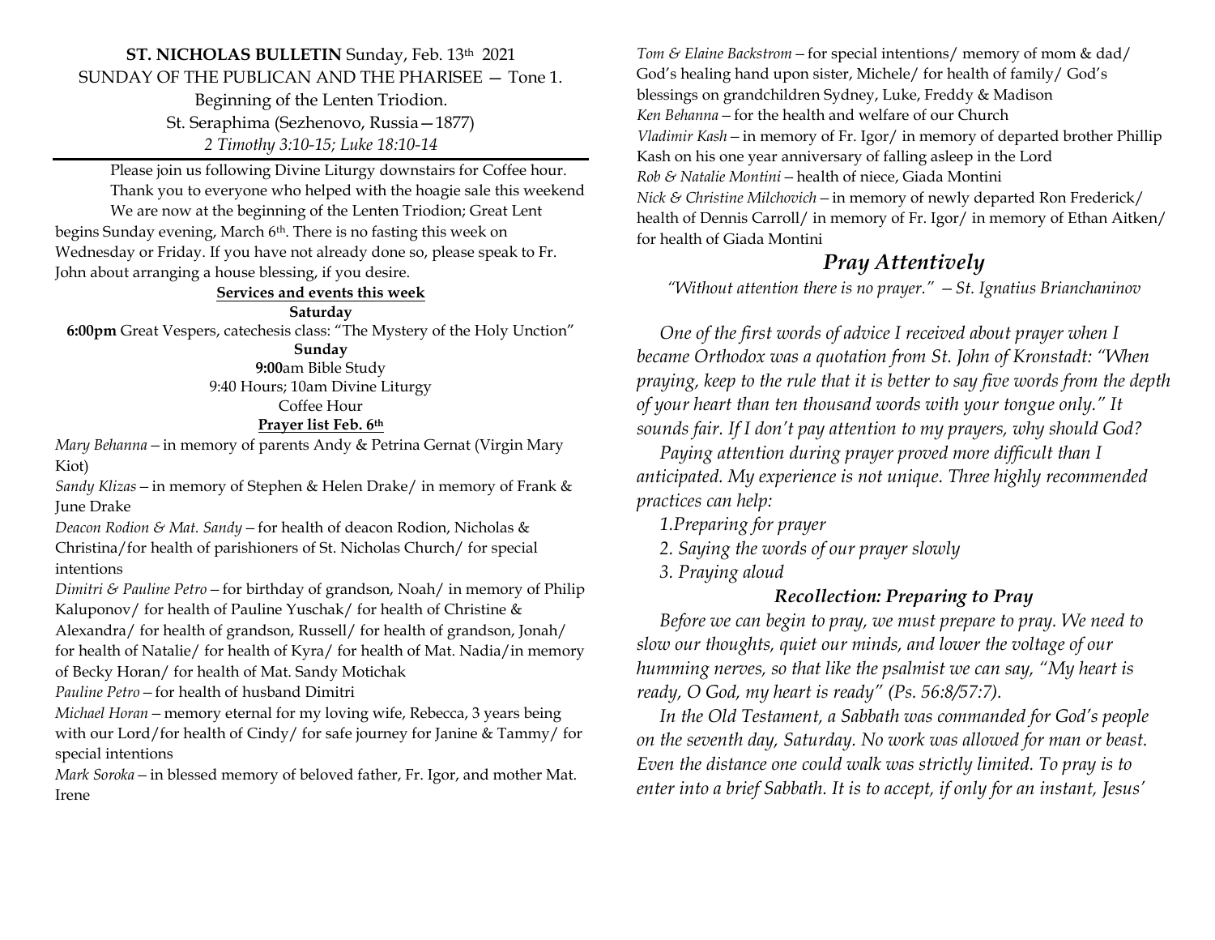**ST. NICHOLAS BULLETIN** Sunday, Feb. 13th 2021

SUNDAY OF THE PUBLICAN AND THE PHARISEE — Tone 1.

Beginning of the Lenten Triodion.

St. Seraphima (Sezhenovo, Russia—1877)

*2 Timothy 3:10-15; Luke 18:10-14*

---

Please join us following Divine Liturgy downstairs for Coffee hour.

Thank you to everyone who helped with the hoagie sale this weekend

We are now at the beginning of the Lenten Triodion; Great Lent begins Sunday evening, March 6th. There is no fasting this week on Wednesday or Friday. If you have not already done so, please speak to Fr. John about arranging a house blessing, if you desire.

**Services and events this week**

**Saturday**

**6:00pm** Great Vespers, catechesis class: "The Mystery of the Holy Unction"

**Sunday**

**9:00**am Bible Study

9:40 Hours; 10am Divine Liturgy

Coffee Hour

**Prayer list Feb. 6th**

*Mary Behanna* – in memory of parents Andy & Petrina Gernat (Virgin Mary Kiot)

*Sandy Klizas* – in memory of Stephen & Helen Drake/ in memory of Frank & June Drake

*Deacon Rodion & Mat. Sandy* – for health of deacon Rodion, Nicholas & Christina/for health of parishioners of St. Nicholas Church/ for special intentions

*Dimitri & Pauline Petro* – for birthday of grandson, Noah/ in memory of Philip Kaluponov/ for health of Pauline Yuschak/ for health of Christine & Alexandra/ for health of grandson, Russell/ for health of grandson, Jonah/ for health of Natalie/ for health of Kyra/ for health of Mat. Nadia/in memory of Becky Horan/ for health of Mat. Sandy Motichak

*Pauline Petro* – for health of husband Dimitri

*Michael Horan* – memory eternal for my loving wife, Rebecca, 3 years being with our Lord/for health of Cindy/ for safe journey for Janine & Tammy/ for special intentions

*Mark Soroka* – in blessed memory of beloved father, Fr. Igor, and mother Mat. Irene

*Tom & Elaine Backstrom* – for special intentions/ memory of mom & dad/ God's healing hand upon sister, Michele/ for health of family/ God's blessings on grandchildren Sydney, Luke, Freddy & Madison

*Ken Behanna* – for the health and welfare of our Church

*Vladimir Kash* – in memory of Fr. Igor/ in memory of departed brother Phillip Kash on his one year anniversary of falling asleep in the Lord

*Rob & Natalie Montini* – health of niece, Giada Montini

*Nick & Christine Milchovich* – in memory of newly departed Ron Frederick/ health of Dennis Carroll/ in memory of Fr. Igor/ in memory of Ethan Aitken/ for health of Giada Montini

## *Pray Attentively*

*"Without attention there is no prayer." — St. Ignatius Brianchaninov*

*One of the first words of advice I received about prayer when I became Orthodox was a quotation from St. John of Kronstadt: "When praying, keep to the rule that it is better to say five words from the depth of your heart than ten thousand words with your tongue only." It sounds fair. If I don't pay attention to my prayers, why should God?*

*Paying attention during prayer proved more difficult than I anticipated. My experience is not unique. Three highly recommended practices can help:*

*1.Preparing for prayer*

*2. Saying the words of our prayer slowly*

*3. Praying aloud*

### *Recollection: Preparing to Pray*

*Before we can begin to pray, we must prepare to pray. We need to slow our thoughts, quiet our minds, and lower the voltage of our humming nerves, so that like the psalmist we can say, "My heart is ready, O God, my heart is ready" (Ps. 56:8/57:7).*

*In the Old Testament, a Sabbath was commanded for God's people on the seventh day, Saturday. No work was allowed for man or beast. Even the distance one could walk was strictly limited. To pray is to enter into a brief Sabbath. It is to accept, if only for an instant, Jesus'*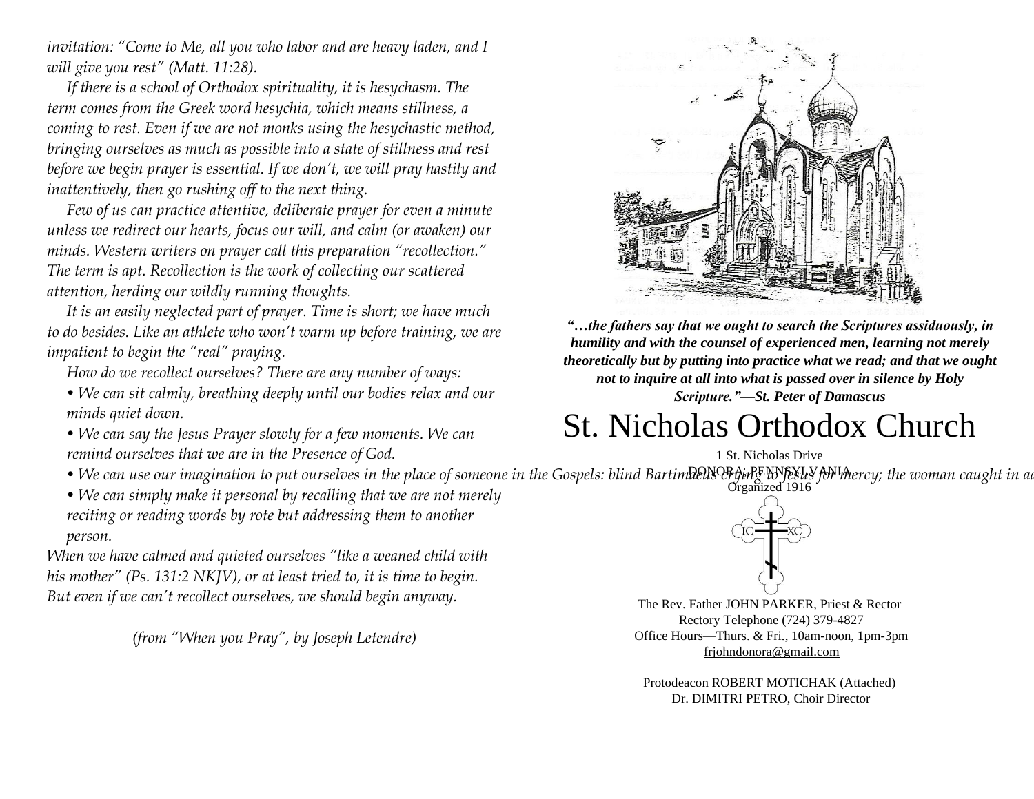*invitation: "Come to Me, all you who labor and are heavy laden, and I will give you rest" (Matt. 11:28).*

*If there is a school of Orthodox spirituality, it is hesychasm. The term comes from the Greek word hesychia, which means stillness, a coming to rest. Even if we are not monks using the hesychastic method, bringing ourselves as much as possible into a state of stillness and rest before we begin prayer is essential. If we don't, we will pray hastily and inattentively, then go rushing off to the next thing.*

*Few of us can practice attentive, deliberate prayer for even a minute unless we redirect our hearts, focus our will, and calm (or awaken) our minds. Western writers on prayer call this preparation "recollection." The term is apt. Recollection is the work of collecting our scattered attention, herding our wildly running thoughts.*

*It is an easily neglected part of prayer. Time is short; we have much to do besides. Like an athlete who won't warm up before training, we are impatient to begin the "real" praying.*

*How do we recollect ourselves? There are any number of ways:*

- *We can sit calmly, breathing deeply until our bodies relax and our minds quiet down.*
- *We can say the Jesus Prayer slowly for a few moments. We can remind ourselves that we are in the Presence of God.*
- *We can use our imagination to put ourselves in the place of someone in the Gospels: blind Bartimaeus crying to Jesus for mercy; the woman caught in ad*
- *We can simply make it personal by recalling that we are not merely reciting or reading words by rote but addressing them to another person.*

*When we have calmed and quieted ourselves "like a weaned child with his mother" (Ps. 131:2 NKJV), or at least tried to, it is time to begin. But even if we can't recollect ourselves, we should begin anyway.*

*(from "When you Pray", by Joseph Letendre)*

***"…the fathers say that we ought to search the Scriptures assiduously, in humility and with the counsel of experienced men, learning not merely theoretically but by putting into practice what we read; and that we ought not to inquire at all into what is passed over in silence by Holy Scripture."—St. Peter of Damascus***

# St. Nicholas Orthodox Church

1 St. Nicholas Drive
DONORA, PENNSYLVANIA
Organized 1916

The Rev. Father JOHN PARKER, Priest & Rector
Rectory Telephone (724) 379-4827
Office Hours—Thurs. & Fri., 10am-noon, 1pm-3pm
frjohndonora@gmail.com

Protodeacon ROBERT MOTICHAK (Attached)
Dr. DIMITRI PETRO, Choir Director